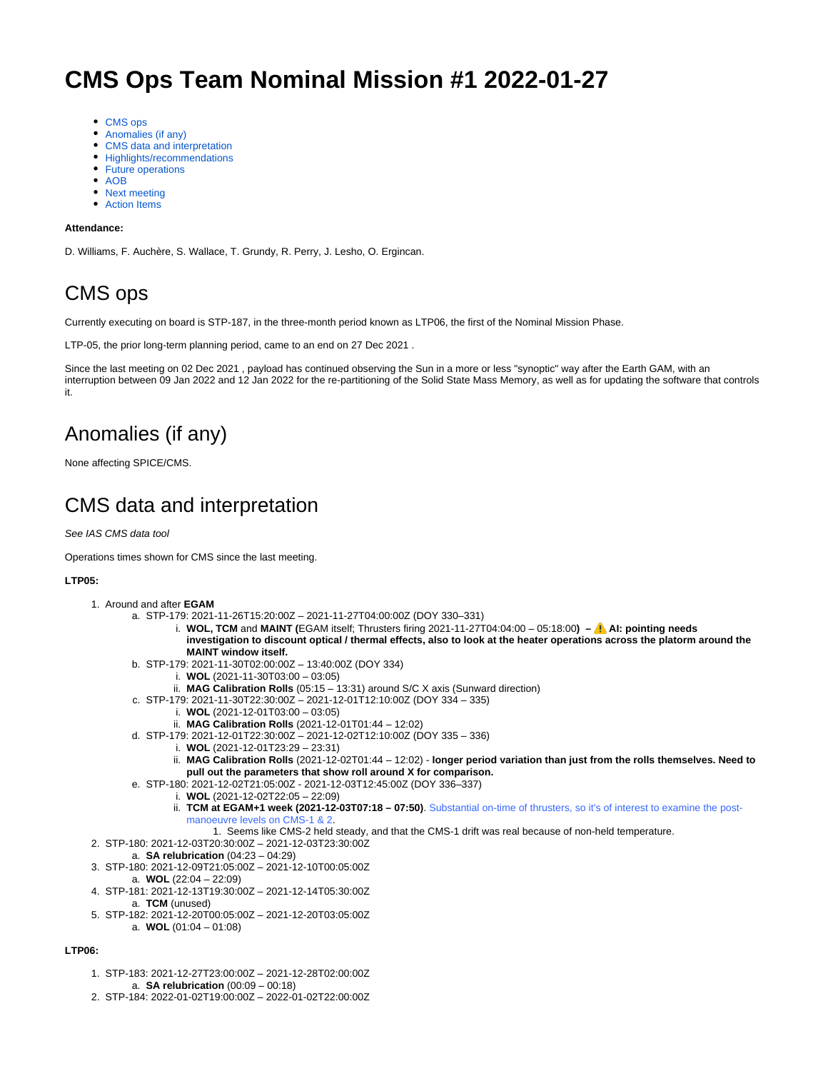# CMS Ops Team Nominal Mission #1 2022-01-27

- CMS ops
- Anomalies (if any)
- CMS data and interpretation
- Highlights/recommendations
- Future operations
- AOB
- Next meeting
- Action Items

**Attendance:**

D. Williams, F. Auchère, S. Wallace, T. Grundy, R. Perry, J. Lesho, O. Ergincan.

## CMS ops

Currently executing on board is STP-187, in the three-month period known as LTP06, the first of the Nominal Mission Phase.

LTP-05, the prior long-term planning period, came to an end on 27 Dec 2021 .

Since the last meeting on 02 Dec 2021 , payload has continued observing the Sun in a more or less "synoptic" way after the Earth GAM, with an interruption between 09 Jan 2022 and 12 Jan 2022 for the re-partitioning of the Solid State Mass Memory, as well as for updating the software that controls it.

## Anomalies (if any)

None affecting SPICE/CMS.

## CMS data and interpretation

*See IAS CMS data tool*

Operations times shown for CMS since the last meeting.

**LTP05:**

1. Around and after **EGAM**
   a. STP-179: 2021-11-26T15:20:00Z – 2021-11-27T04:00:00Z (DOY 330–331)
      i. **WOL, TCM** and **MAINT (**EGAM itself; Thrusters firing 2021-11-27T04:04:00 – 05:18:00**) – ⚠️ AI: pointing needs investigation to discount optical / thermal effects, also to look at the heater operations across the platorm around the MAINT window itself.**
   b. STP-179: 2021-11-30T02:00:00Z – 13:40:00Z (DOY 334)
      i. **WOL** (2021-11-30T03:00 – 03:05)
      ii. **MAG Calibration Rolls** (05:15 – 13:31) around S/C X axis (Sunward direction)
   c. STP-179: 2021-11-30T22:30:00Z – 2021-12-01T12:10:00Z (DOY 334 – 335)
      i. **WOL** (2021-12-01T03:00 – 03:05)
      ii. **MAG Calibration Rolls** (2021-12-01T01:44 – 12:02)
   d. STP-179: 2021-12-01T22:30:00Z – 2021-12-02T12:10:00Z (DOY 335 – 336)
      i. **WOL** (2021-12-01T23:29 – 23:31)
      ii. **MAG Calibration Rolls** (2021-12-02T01:44 – 12:02) - **longer period variation than just from the rolls themselves. Need to pull out the parameters that show roll around X for comparison.**
   e. STP-180: 2021-12-02T21:05:00Z - 2021-12-03T12:45:00Z (DOY 336–337)
      i. **WOL** (2021-12-02T22:05 – 22:09)
      ii. **TCM at EGAM+1 week (2021-12-03T07:18 – 07:50)**. Substantial on-time of thrusters, so it's of interest to examine the post-manoeuvre levels on CMS-1 & 2.
         1. Seems like CMS-2 held steady, and that the CMS-1 drift was real because of non-held temperature.
2. STP-180: 2021-12-03T20:30:00Z – 2021-12-03T23:30:00Z
   a. **SA relubrication** (04:23 – 04:29)
3. STP-180: 2021-12-09T21:05:00Z – 2021-12-10T00:05:00Z
   a. **WOL** (22:04 – 22:09)
4. STP-181: 2021-12-13T19:30:00Z – 2021-12-14T05:30:00Z
   a. **TCM** (unused)
5. STP-182: 2021-12-20T00:05:00Z – 2021-12-20T03:05:00Z
   a. **WOL** (01:04 – 01:08)

**LTP06:**

1. STP-183: 2021-12-27T23:00:00Z – 2021-12-28T02:00:00Z
   a. **SA relubrication** (00:09 – 00:18)
2. STP-184: 2022-01-02T19:00:00Z – 2022-01-02T22:00:00Z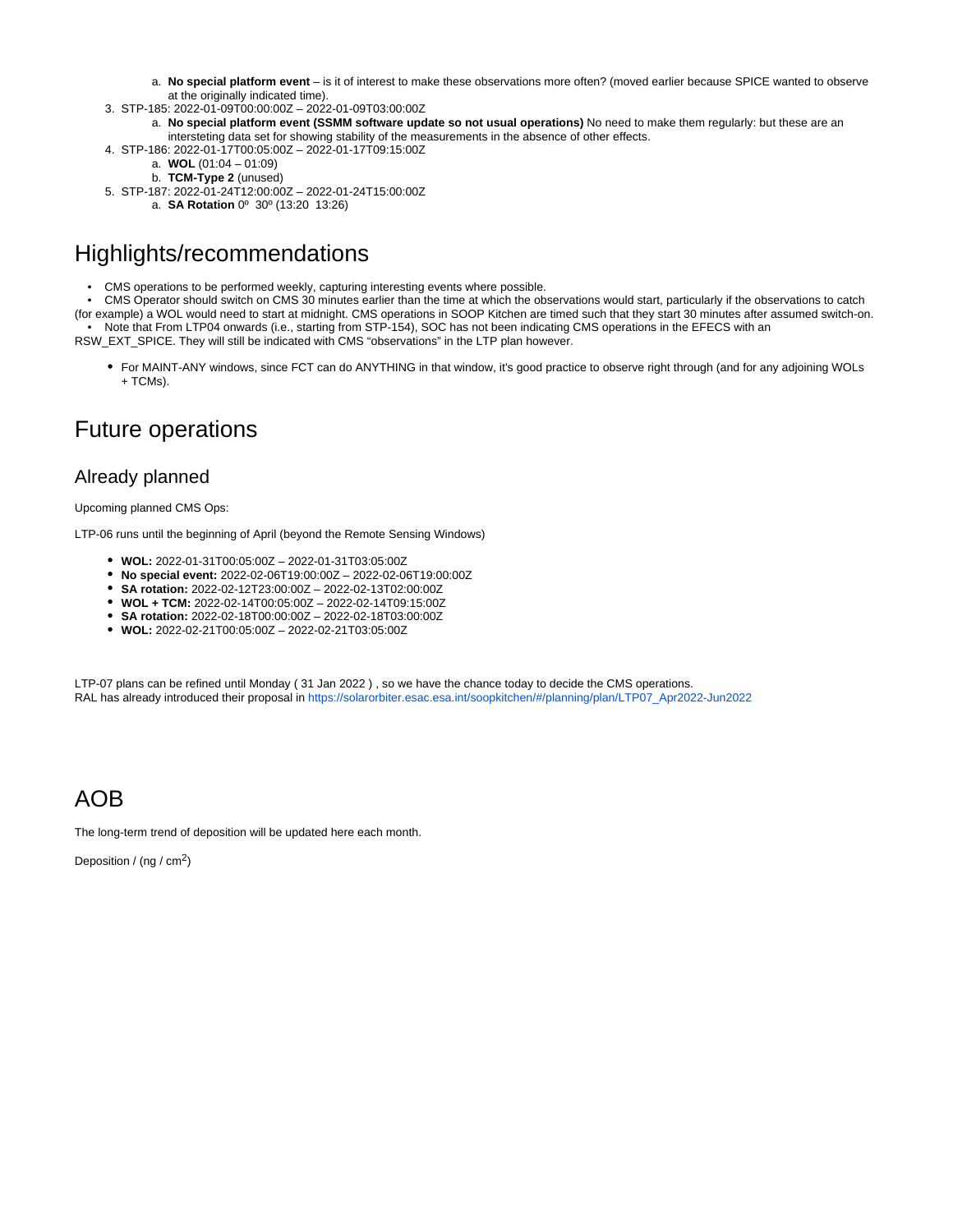a. **No special platform event** – is it of interest to make these observations more often? (moved earlier because SPICE wanted to observe at the originally indicated time).
3. STP-185: 2022-01-09T00:00:00Z – 2022-01-09T03:00:00Z
   a. **No special platform event (SSMM software update so not usual operations)** No need to make them regularly: but these are an intersteting data set for showing stability of the measurements in the absence of other effects.
4. STP-186: 2022-01-17T00:05:00Z – 2022-01-17T09:15:00Z
   a. **WOL** (01:04 – 01:09)
   b. **TCM-Type 2** (unused)
5. STP-187: 2022-01-24T12:00:00Z – 2022-01-24T15:00:00Z
   a. **SA Rotation** 0º 30º (13:20 13:26)

# Highlights/recommendations

- CMS operations to be performed weekly, capturing interesting events where possible.
- CMS Operator should switch on CMS 30 minutes earlier than the time at which the observations would start, particularly if the observations to catch (for example) a WOL would need to start at midnight. CMS operations in SOOP Kitchen are timed such that they start 30 minutes after assumed switch-on.
- Note that From LTP04 onwards (i.e., starting from STP-154), SOC has not been indicating CMS operations in the EFECS with an RSW_EXT_SPICE. They will still be indicated with CMS "observations" in the LTP plan however.

- For MAINT-ANY windows, since FCT can do ANYTHING in that window, it's good practice to observe right through (and for any adjoining WOLs + TCMs).

# Future operations

## Already planned

Upcoming planned CMS Ops:

LTP-06 runs until the beginning of April (beyond the Remote Sensing Windows)

- **WOL:** 2022-01-31T00:05:00Z – 2022-01-31T03:05:00Z
- **No special event:** 2022-02-06T19:00:00Z – 2022-02-06T19:00:00Z
- **SA rotation:** 2022-02-12T23:00:00Z – 2022-02-13T02:00:00Z
- **WOL + TCM:** 2022-02-14T00:05:00Z – 2022-02-14T09:15:00Z
- **SA rotation:** 2022-02-18T00:00:00Z – 2022-02-18T03:00:00Z
- **WOL:** 2022-02-21T00:05:00Z – 2022-02-21T03:05:00Z

LTP-07 plans can be refined until Monday ( 31 Jan 2022 ) , so we have the chance today to decide the CMS operations.
RAL has already introduced their proposal in https://solarorbiter.esac.esa.int/soopkitchen/#/planning/plan/LTP07_Apr2022-Jun2022

# AOB

The long-term trend of deposition will be updated here each month.

Deposition / (ng / $cm^2$)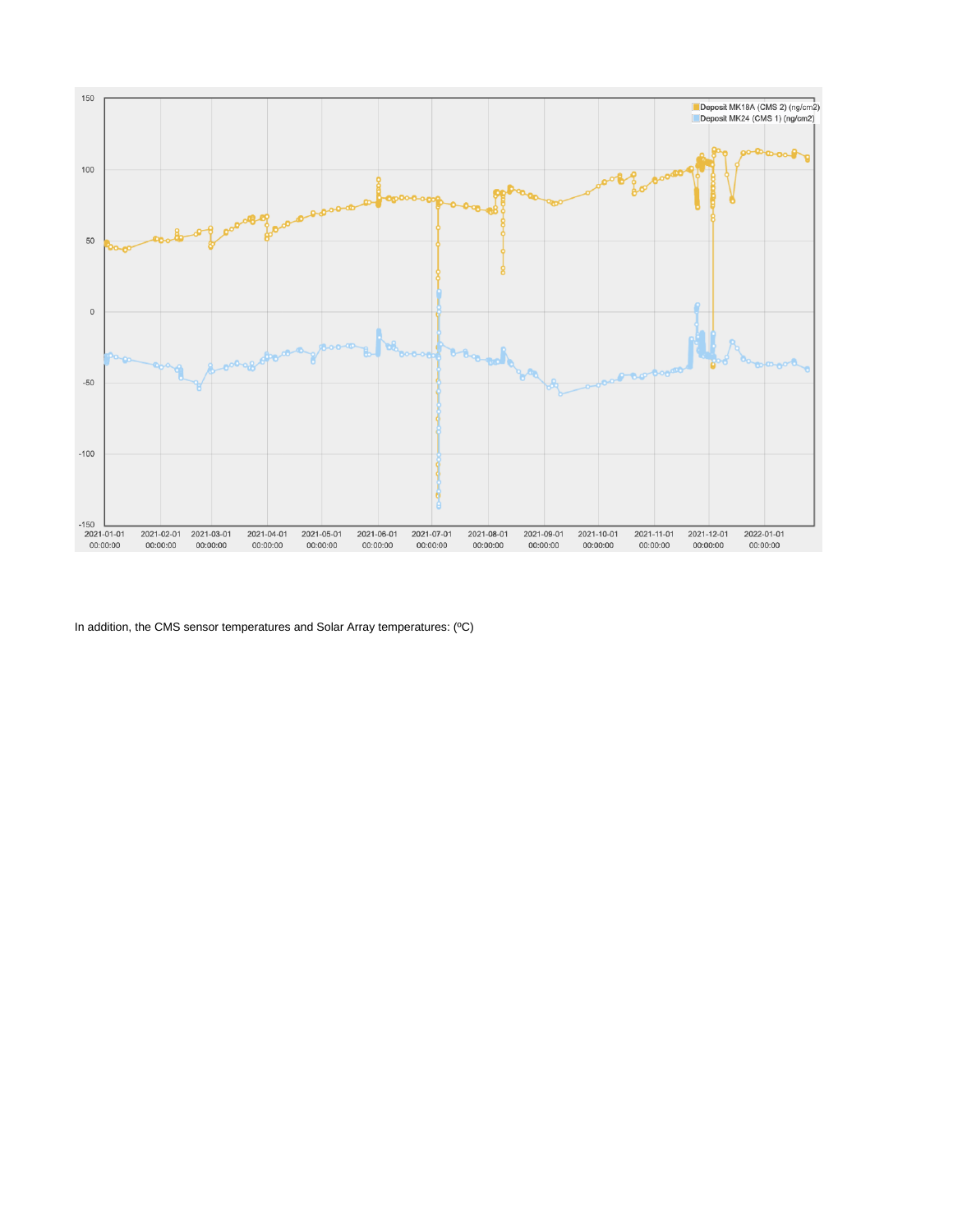In addition, the CMS sensor temperatures and Solar Array temperatures: (ºC)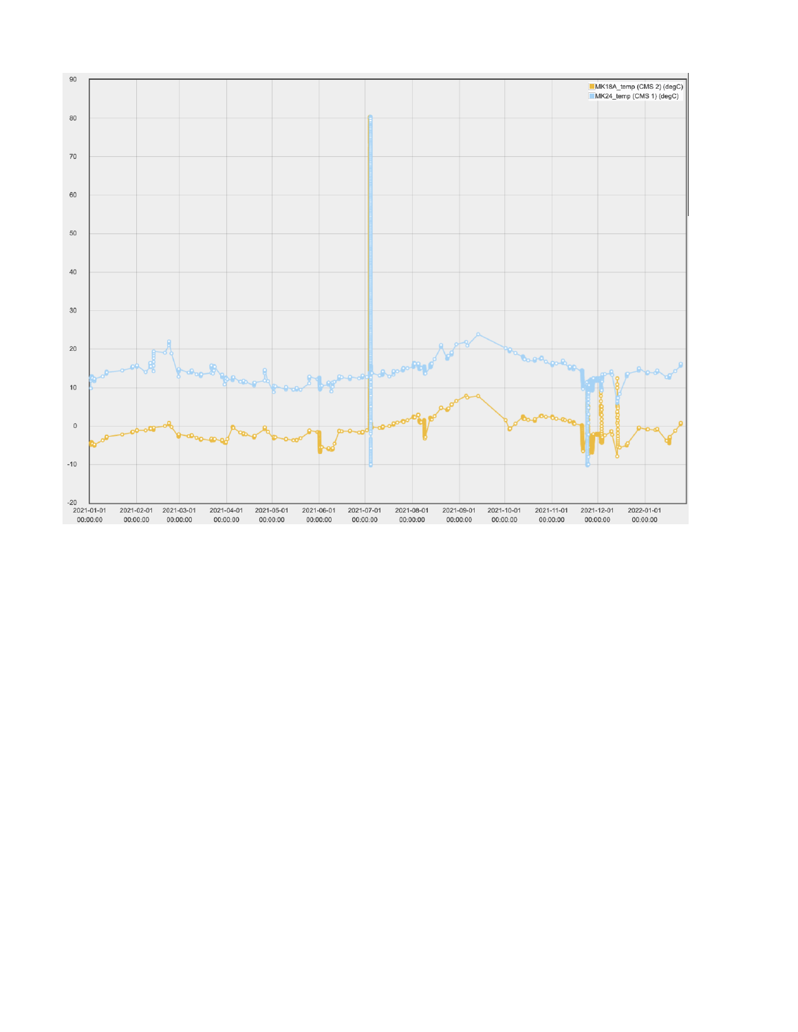MK18A_temp (CMS 2) (degC)
MK24_temp (CMS 1) (degC)

90
80
70
60
50
40
30
20
10
0
-10
-20

2021-01-01 00:00:00
2021-02-01 00:00:00
2021-03-01 00:00:00
2021-04-01 00:00:00
2021-05-01 00:00:00
2021-06-01 00:00:00
2021-07-01 00:00:00
2021-08-01 00:00:00
2021-09-01 00:00:00
2021-10-01 00:00:00
2021-11-01 00:00:00
2021-12-01 00:00:00
2022-01-01 00:00:00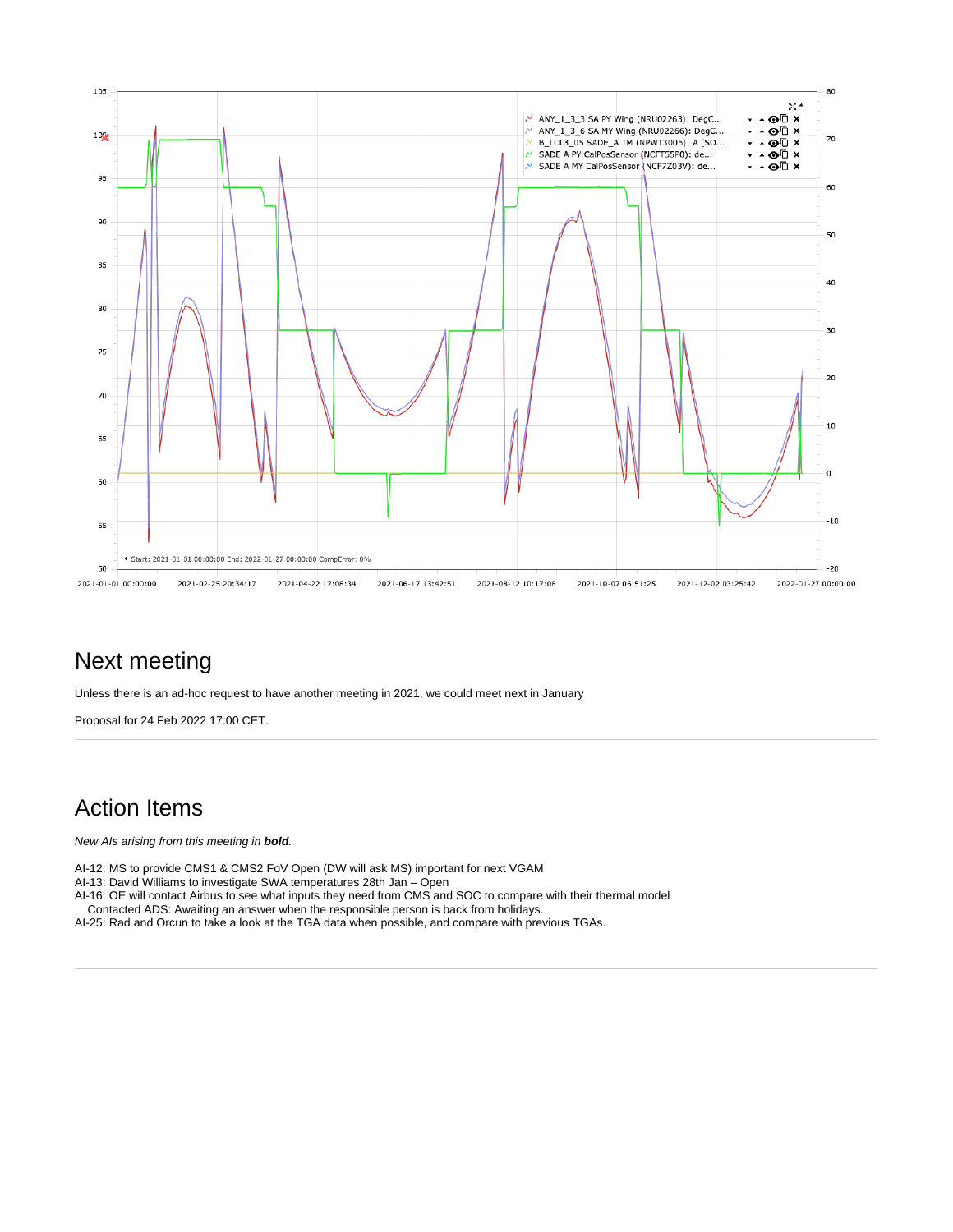105
100
95
90
85
80
75
70
65
60
55
50

80
70
60
50
40
30
20
10
0
-10
-20

ANY_1_3_3 SA PY Wing (NRU02263): DegC...
ANY_1_3_6 SA MY Wing (NRU02266): DegC...
B_LCL3_05 SADE_A TM (NPWT3006): A [SO...
SADE A PY CalPosSensor (NCFT55P0): de...
SADE A MY CalPosSensor (NCF7Z03V): de...

Start: 2021-01-01 00:00:00 End: 2022-01-27 00:00:00 CompError: 0%

2021-01-01 00:00:00
2021-02-25 20:34:17
2021-04-22 17:08:34
2021-06-17 13:42:51
2021-08-12 10:17:08
2021-10-07 06:51:25
2021-12-02 03:25:42
2022-01-27 00:00:00

## Next meeting

Unless there is an ad-hoc request to have another meeting in 2021, we could meet next in January

Proposal for 24 Feb 2022 17:00 CET.

---

## Action Items

*New AIs arising from this meeting in **bold**.*

AI-12: MS to provide CMS1 & CMS2 FoV Open (DW will ask MS) important for next VGAM
AI-13: David Williams to investigate SWA temperatures 28th Jan – Open
AI-16: OE will contact Airbus to see what inputs they need from CMS and SOC to compare with their thermal model
  Contacted ADS: Awaiting an answer when the responsible person is back from holidays.
AI-25: Rad and Orcun to take a look at the TGA data when possible, and compare with previous TGAs.